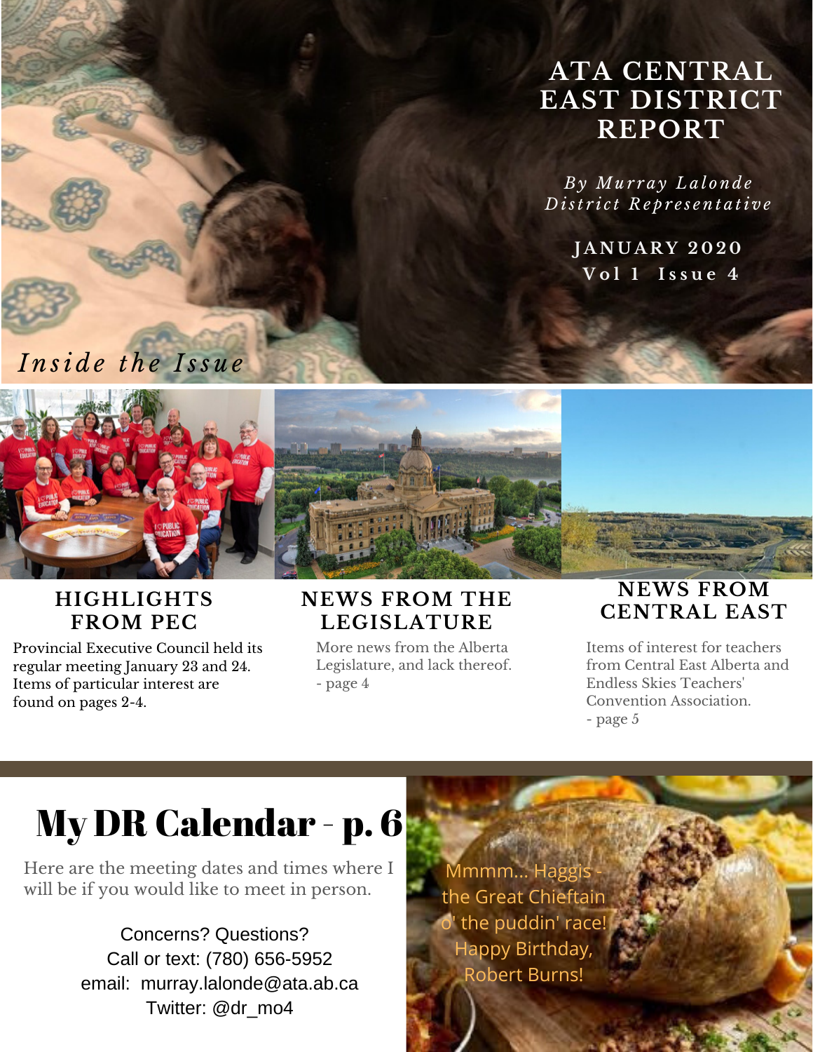# ATA CENTRAL EAST DISTRICT REPORT

*By Murray Lalonde*
*District Representative*

**JANUARY 2020**
**Vol 1 Issue 4**

## *Inside the Issue*

### HIGHLIGHTS FROM PEC

Provincial Executive Council held its regular meeting January 23 and 24. Items of particular interest are found on pages 2-4.

### NEWS FROM THE LEGISLATURE

More news from the Alberta Legislature, and lack thereof.
- page 4

### NEWS FROM CENTRAL EAST

Items of interest for teachers from Central East Alberta and Endless Skies Teachers' Convention Association.
- page 5

## My DR Calendar - p. 6

Here are the meeting dates and times where I will be if you would like to meet in person.

Concerns? Questions?
Call or text: (780) 656-5952
email: murray.lalonde@ata.ab.ca
Twitter: @dr_mo4

Mmmm... Haggis - the Great Chieftain o' the puddin' race! Happy Birthday, Robert Burns!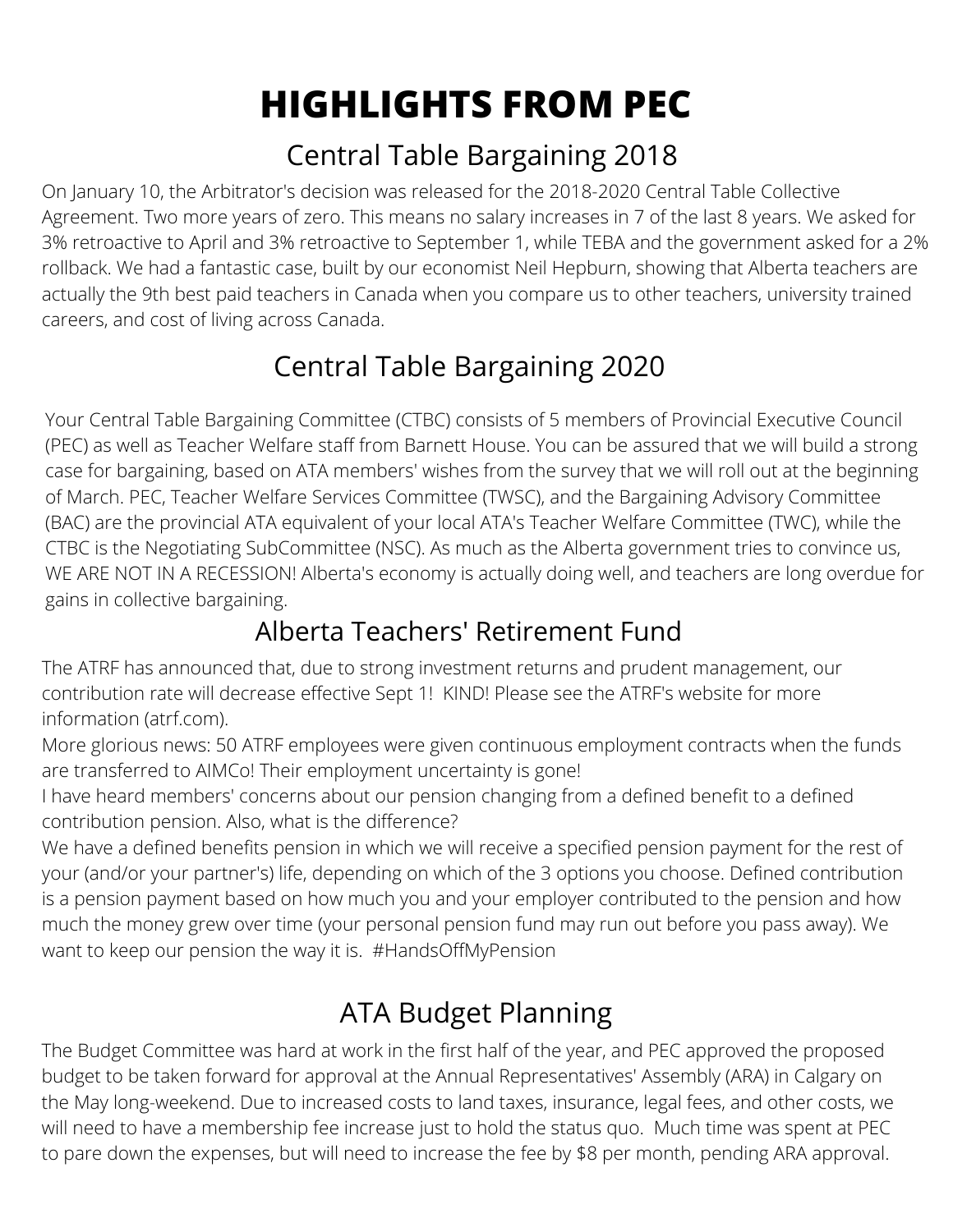# HIGHLIGHTS FROM PEC

## Central Table Bargaining 2018

On January 10, the Arbitrator's decision was released for the 2018-2020 Central Table Collective Agreement. Two more years of zero. This means no salary increases in 7 of the last 8 years. We asked for 3% retroactive to April and 3% retroactive to September 1, while TEBA and the government asked for a 2% rollback. We had a fantastic case, built by our economist Neil Hepburn, showing that Alberta teachers are actually the 9th best paid teachers in Canada when you compare us to other teachers, university trained careers, and cost of living across Canada.

## Central Table Bargaining 2020

Your Central Table Bargaining Committee (CTBC) consists of 5 members of Provincial Executive Council (PEC) as well as Teacher Welfare staff from Barnett House. You can be assured that we will build a strong case for bargaining, based on ATA members' wishes from the survey that we will roll out at the beginning of March. PEC, Teacher Welfare Services Committee (TWSC), and the Bargaining Advisory Committee (BAC) are the provincial ATA equivalent of your local ATA's Teacher Welfare Committee (TWC), while the CTBC is the Negotiating SubCommittee (NSC). As much as the Alberta government tries to convince us, WE ARE NOT IN A RECESSION! Alberta's economy is actually doing well, and teachers are long overdue for gains in collective bargaining.

## Alberta Teachers' Retirement Fund

The ATRF has announced that, due to strong investment returns and prudent management, our contribution rate will decrease effective Sept 1!  KIND! Please see the ATRF's website for more information (atrf.com).

More glorious news: 50 ATRF employees were given continuous employment contracts when the funds are transferred to AIMCo! Their employment uncertainty is gone!

I have heard members' concerns about our pension changing from a defined benefit to a defined contribution pension. Also, what is the difference?

We have a defined benefits pension in which we will receive a specified pension payment for the rest of your (and/or your partner's) life, depending on which of the 3 options you choose. Defined contribution is a pension payment based on how much you and your employer contributed to the pension and how much the money grew over time (your personal pension fund may run out before you pass away). We want to keep our pension the way it is. #HandsOffMyPension

## ATA Budget Planning

The Budget Committee was hard at work in the first half of the year, and PEC approved the proposed budget to be taken forward for approval at the Annual Representatives' Assembly (ARA) in Calgary on the May long-weekend. Due to increased costs to land taxes, insurance, legal fees, and other costs, we will need to have a membership fee increase just to hold the status quo.  Much time was spent at PEC to pare down the expenses, but will need to increase the fee by $8 per month, pending ARA approval.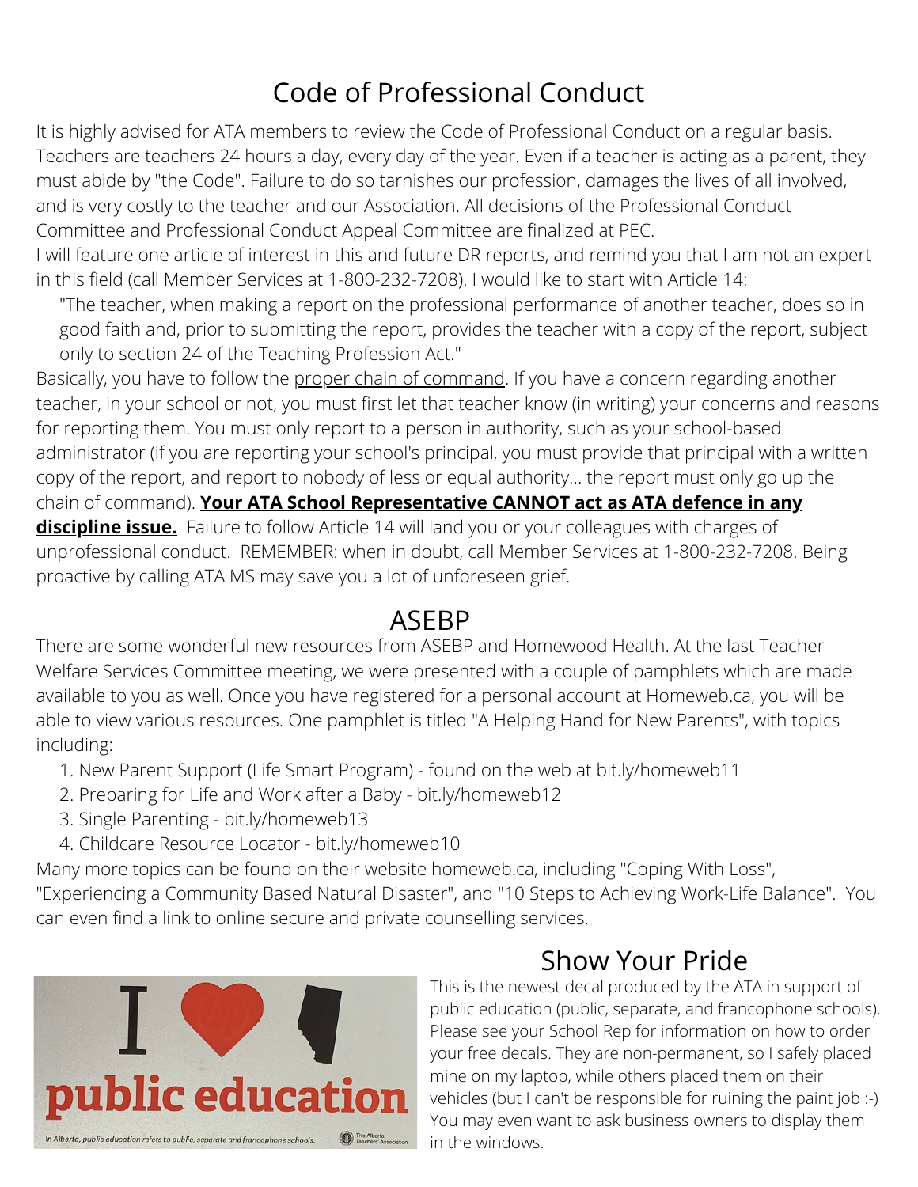# Code of Professional Conduct

It is highly advised for ATA members to review the Code of Professional Conduct on a regular basis. Teachers are teachers 24 hours a day, every day of the year. Even if a teacher is acting as a parent, they must abide by "the Code". Failure to do so tarnishes our profession, damages the lives of all involved, and is very costly to the teacher and our Association. All decisions of the Professional Conduct Committee and Professional Conduct Appeal Committee are finalized at PEC.

I will feature one article of interest in this and future DR reports, and remind you that I am not an expert in this field (call Member Services at 1-800-232-7208). I would like to start with Article 14:

> "The teacher, when making a report on the professional performance of another teacher, does so in good faith and, prior to submitting the report, provides the teacher with a copy of the report, subject only to section 24 of the Teaching Profession Act."

Basically, you have to follow the proper chain of command. If you have a concern regarding another teacher, in your school or not, you must first let that teacher know (in writing) your concerns and reasons for reporting them. You must only report to a person in authority, such as your school-based administrator (if you are reporting your school's principal, you must provide that principal with a written copy of the report, and report to nobody of less or equal authority... the report must only go up the chain of command). **Your ATA School Representative CANNOT act as ATA defence in any discipline issue.** Failure to follow Article 14 will land you or your colleagues with charges of unprofessional conduct. REMEMBER: when in doubt, call Member Services at 1-800-232-7208. Being proactive by calling ATA MS may save you a lot of unforeseen grief.

# ASEBP

There are some wonderful new resources from ASEBP and Homewood Health. At the last Teacher Welfare Services Committee meeting, we were presented with a couple of pamphlets which are made available to you as well. Once you have registered for a personal account at Homeweb.ca, you will be able to view various resources. One pamphlet is titled "A Helping Hand for New Parents", with topics including:

1. New Parent Support (Life Smart Program) - found on the web at bit.ly/homeweb11
2. Preparing for Life and Work after a Baby - bit.ly/homeweb12
3. Single Parenting - bit.ly/homeweb13
4. Childcare Resource Locator - bit.ly/homeweb10

Many more topics can be found on their website homeweb.ca, including "Coping With Loss", "Experiencing a Community Based Natural Disaster", and "10 Steps to Achieving Work-Life Balance". You can even find a link to online secure and private counselling services.

# Show Your Pride

This is the newest decal produced by the ATA in support of public education (public, separate, and francophone schools). Please see your School Rep for information on how to order your free decals. They are non-permanent, so I safely placed mine on my laptop, while others placed them on their vehicles (but I can't be responsible for ruining the paint job :-) You may even want to ask business owners to display them in the windows.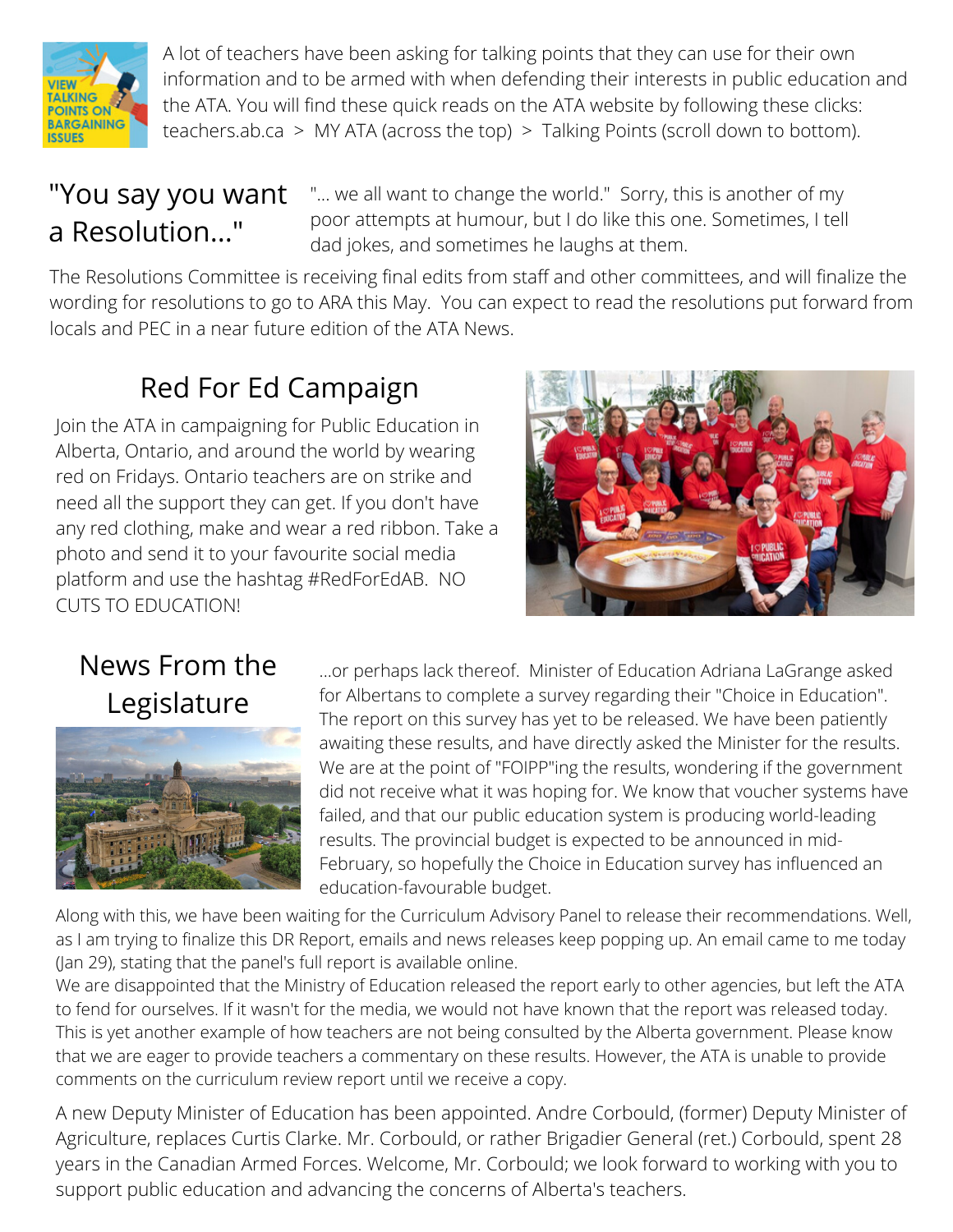A lot of teachers have been asking for talking points that they can use for their own information and to be armed with when defending their interests in public education and the ATA. You will find these quick reads on the ATA website by following these clicks: teachers.ab.ca > MY ATA (across the top) > Talking Points (scroll down to bottom).

## "You say you want a Resolution..."

"... we all want to change the world." Sorry, this is another of my poor attempts at humour, but I do like this one. Sometimes, I tell dad jokes, and sometimes he laughs at them.

The Resolutions Committee is receiving final edits from staff and other committees, and will finalize the wording for resolutions to go to ARA this May. You can expect to read the resolutions put forward from locals and PEC in a near future edition of the ATA News.

## Red For Ed Campaign

Join the ATA in campaigning for Public Education in Alberta, Ontario, and around the world by wearing red on Fridays. Ontario teachers are on strike and need all the support they can get. If you don't have any red clothing, make and wear a red ribbon. Take a photo and send it to your favourite social media platform and use the hashtag #RedForEdAB. NO CUTS TO EDUCATION!

## News From the Legislature

...or perhaps lack thereof. Minister of Education Adriana LaGrange asked for Albertans to complete a survey regarding their "Choice in Education". The report on this survey has yet to be released. We have been patiently awaiting these results, and have directly asked the Minister for the results. We are at the point of "FOIPP"ing the results, wondering if the government did not receive what it was hoping for. We know that voucher systems have failed, and that our public education system is producing world-leading results. The provincial budget is expected to be announced in mid-February, so hopefully the Choice in Education survey has influenced an education-favourable budget.

Along with this, we have been waiting for the Curriculum Advisory Panel to release their recommendations. Well, as I am trying to finalize this DR Report, emails and news releases keep popping up. An email came to me today (Jan 29), stating that the panel's full report is available online.

We are disappointed that the Ministry of Education released the report early to other agencies, but left the ATA to fend for ourselves. If it wasn't for the media, we would not have known that the report was released today. This is yet another example of how teachers are not being consulted by the Alberta government. Please know that we are eager to provide teachers a commentary on these results. However, the ATA is unable to provide comments on the curriculum review report until we receive a copy.

A new Deputy Minister of Education has been appointed. Andre Corbould, (former) Deputy Minister of Agriculture, replaces Curtis Clarke. Mr. Corbould, or rather Brigadier General (ret.) Corbould, spent 28 years in the Canadian Armed Forces. Welcome, Mr. Corbould; we look forward to working with you to support public education and advancing the concerns of Alberta's teachers.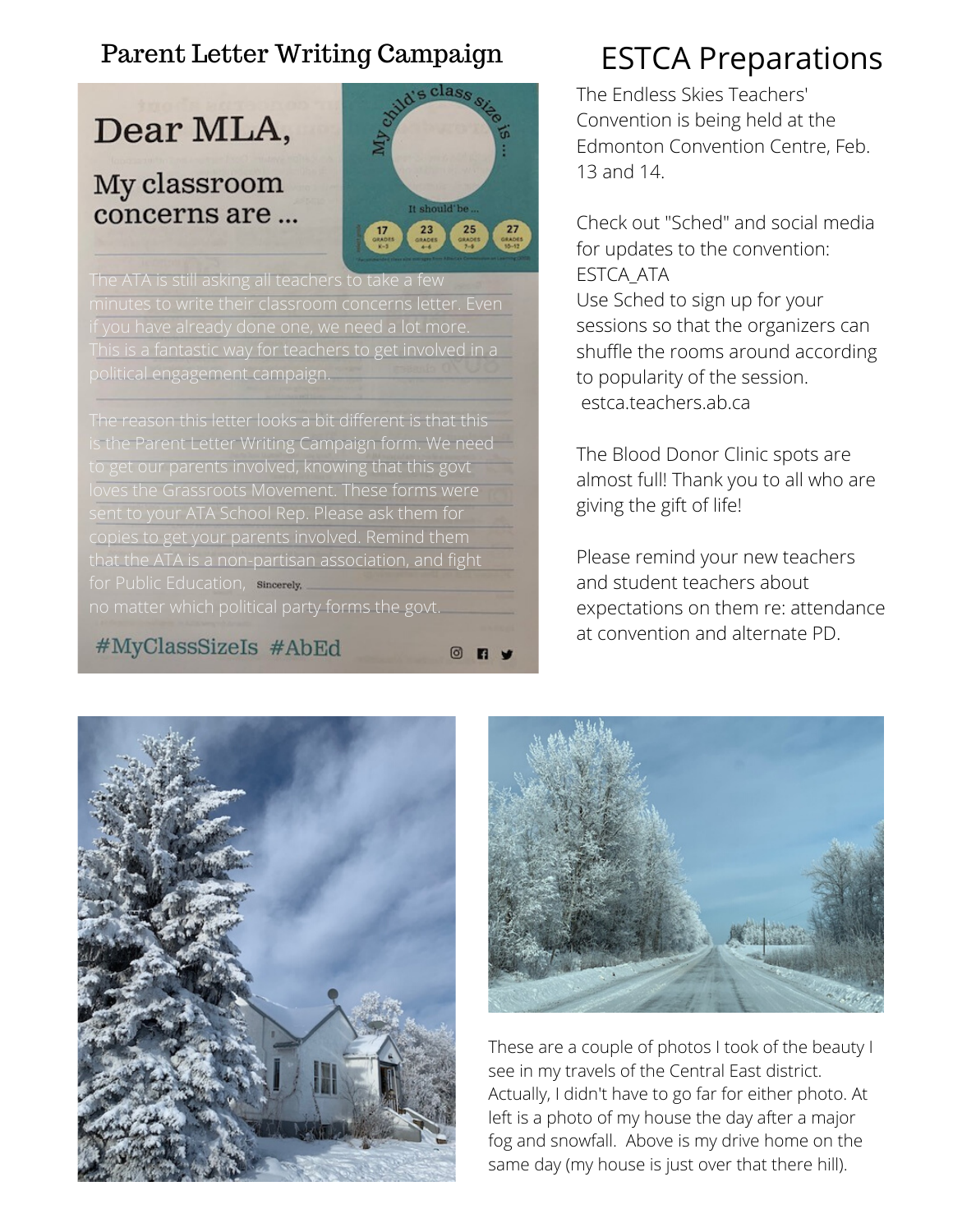## Parent Letter Writing Campaign

The ATA is still asking all teachers to take a few minutes to write their classroom concerns letter. Even if you have already done one, we need a lot more. This is a fantastic way for teachers to get involved in a political engagement campaign.

The reason this letter looks a bit different is that this is the Parent Letter Writing Campaign form. We need to get our parents involved, knowing that this govt loves the Grassroots Movement. These forms were sent to your ATA School Rep. Please ask them for copies to get your parents involved. Remind them that the ATA is a non-partisan association, and fight for Public Education, no matter which political party forms the govt.

## ESTCA Preparations

The Endless Skies Teachers' Convention is being held at the Edmonton Convention Centre, Feb. 13 and 14.

Check out "Sched" and social media for updates to the convention: ESTCA_ATA

Use Sched to sign up for your sessions so that the organizers can shuffle the rooms around according to popularity of the session.

estca.teachers.ab.ca

The Blood Donor Clinic spots are almost full! Thank you to all who are giving the gift of life!

Please remind your new teachers and student teachers about expectations on them re: attendance at convention and alternate PD.

These are a couple of photos I took of the beauty I see in my travels of the Central East district. Actually, I didn't have to go far for either photo. At left is a photo of my house the day after a major fog and snowfall. Above is my drive home on the same day (my house is just over that there hill).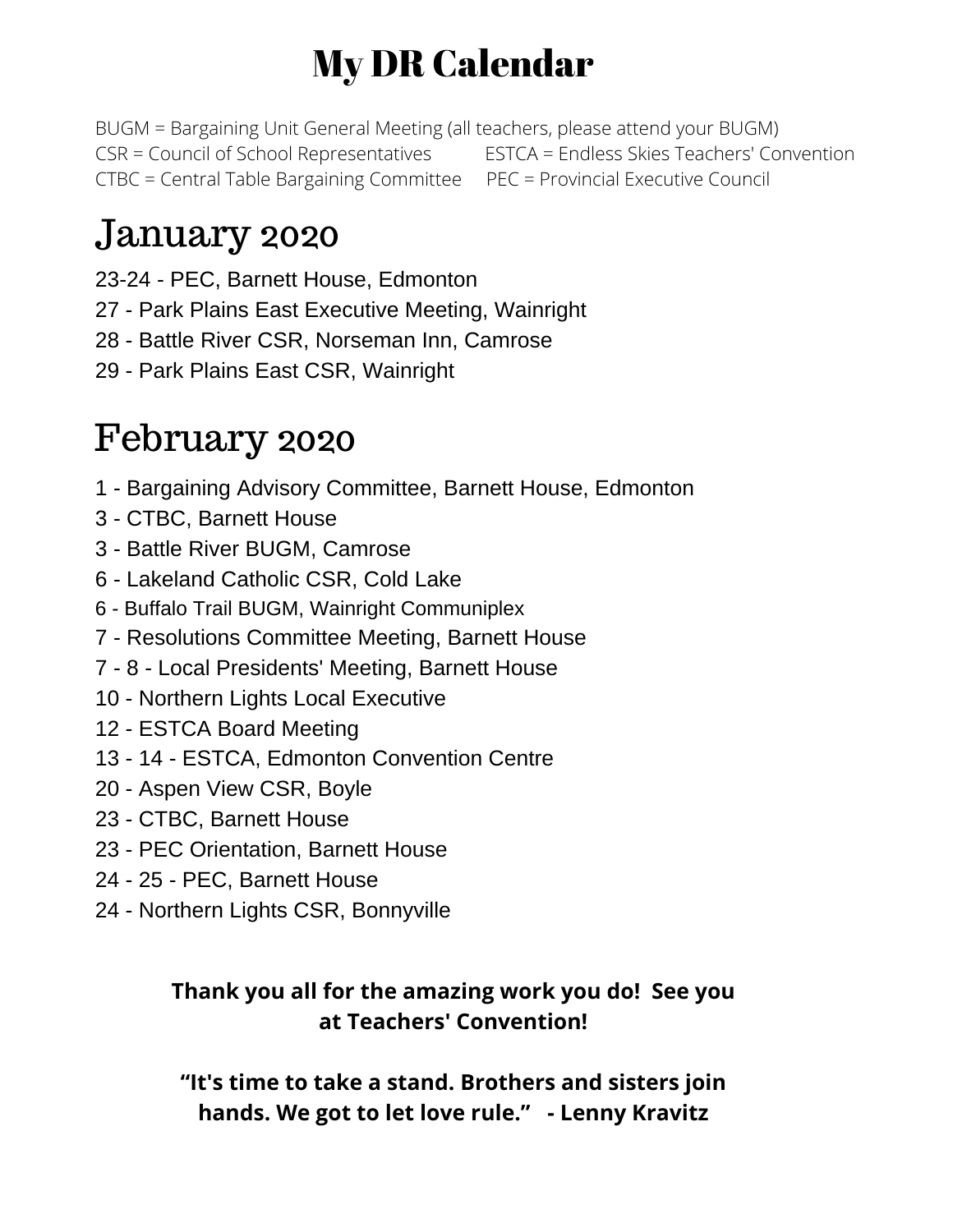# My DR Calendar

BUGM = Bargaining Unit General Meeting (all teachers, please attend your BUGM)
CSR = Council of School Representatives  ESTCA = Endless Skies Teachers' Convention
CTBC = Central Table Bargaining Committee  PEC = Provincial Executive Council

## January 2020

23-24 - PEC, Barnett House, Edmonton
27 - Park Plains East Executive Meeting, Wainright
28 - Battle River CSR, Norseman Inn, Camrose
29 - Park Plains East CSR, Wainright

## February 2020

1 - Bargaining Advisory Committee, Barnett House, Edmonton
3 - CTBC, Barnett House
3 - Battle River BUGM, Camrose
6 - Lakeland Catholic CSR, Cold Lake
6 - Buffalo Trail BUGM, Wainright Communiplex
7 - Resolutions Committee Meeting, Barnett House
7 - 8 - Local Presidents' Meeting, Barnett House
10 - Northern Lights Local Executive
12 - ESTCA Board Meeting
13 - 14 - ESTCA, Edmonton Convention Centre
20 - Aspen View CSR, Boyle
23 - CTBC, Barnett House
23 - PEC Orientation, Barnett House
24 - 25 - PEC, Barnett House
24 - Northern Lights CSR, Bonnyville

**Thank you all for the amazing work you do! See you at Teachers' Convention!**

**"It's time to take a stand. Brothers and sisters join hands. We got to let love rule." - Lenny Kravitz**